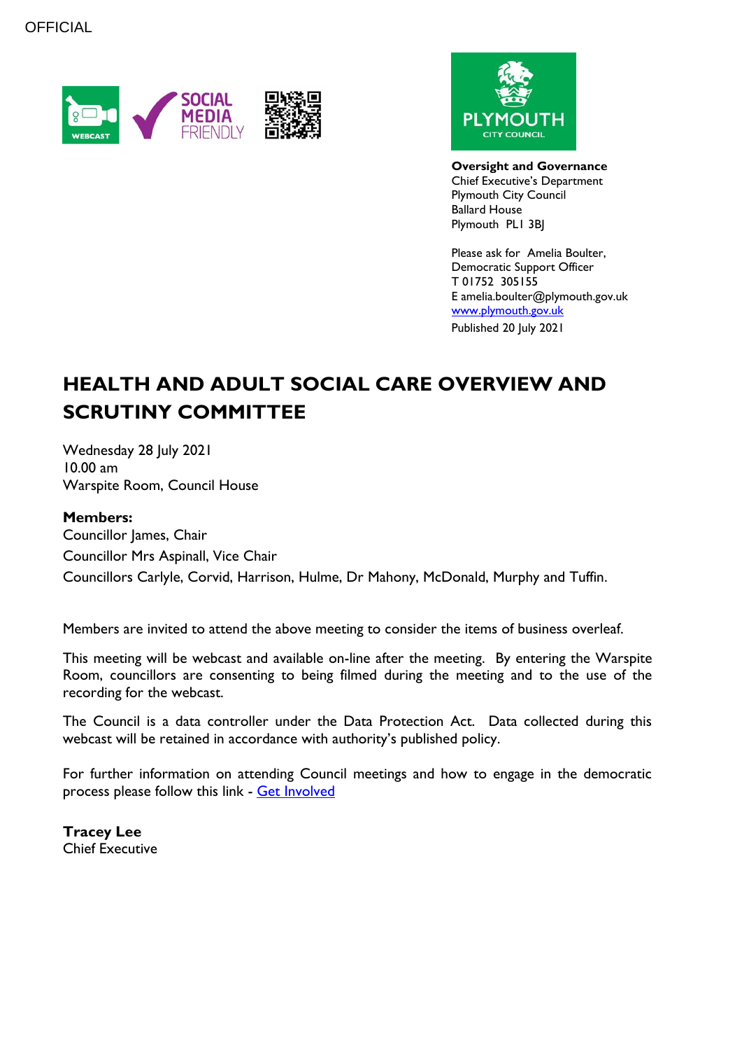OFFICIAL

**Oversight and Governance**
Chief Executive's Department
Plymouth City Council
Ballard House
Plymouth PL1 3BJ

Please ask for Amelia Boulter,
Democratic Support Officer
T 01752 305155
E amelia.boulter@plymouth.gov.uk
[www.plymouth.gov.uk](www.plymouth.gov.uk)
Published 20 July 2021

# HEALTH AND ADULT SOCIAL CARE OVERVIEW AND SCRUTINY COMMITTEE

Wednesday 28 July 2021
10.00 am
Warspite Room, Council House

**Members:**
Councillor James, Chair
Councillor Mrs Aspinall, Vice Chair
Councillors Carlyle, Corvid, Harrison, Hulme, Dr Mahony, McDonald, Murphy and Tuffin.

Members are invited to attend the above meeting to consider the items of business overleaf.

This meeting will be webcast and available on-line after the meeting. By entering the Warspite Room, councillors are consenting to being filmed during the meeting and to the use of the recording for the webcast.

The Council is a data controller under the Data Protection Act. Data collected during this webcast will be retained in accordance with authority's published policy.

For further information on attending Council meetings and how to engage in the democratic process please follow this link - Get Involved

**Tracey Lee**
Chief Executive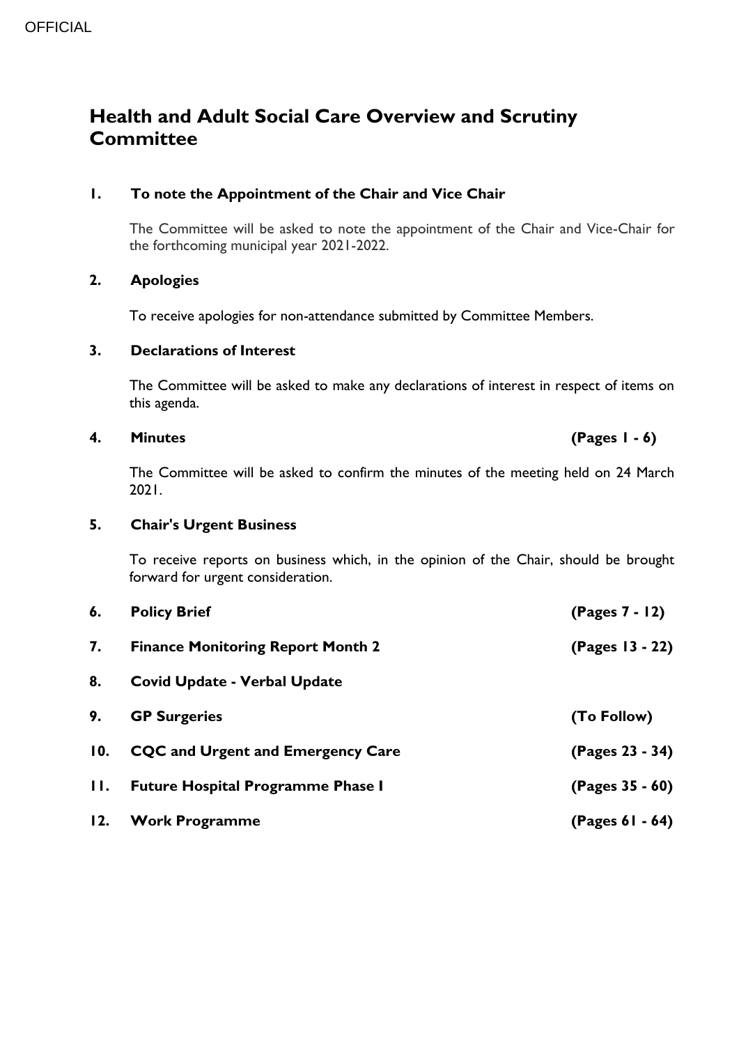OFFICIAL

# Health and Adult Social Care Overview and Scrutiny Committee

**1. To note the Appointment of the Chair and Vice Chair**

The Committee will be asked to note the appointment of the Chair and Vice-Chair for the forthcoming municipal year 2021-2022.

**2. Apologies**

To receive apologies for non-attendance submitted by Committee Members.

**3. Declarations of Interest**

The Committee will be asked to make any declarations of interest in respect of items on this agenda.

**4. Minutes** **(Pages 1 - 6)**

The Committee will be asked to confirm the minutes of the meeting held on 24 March 2021.

**5. Chair's Urgent Business**

To receive reports on business which, in the opinion of the Chair, should be brought forward for urgent consideration.

**6. Policy Brief** **(Pages 7 - 12)**

**7. Finance Monitoring Report Month 2** **(Pages 13 - 22)**

**8. Covid Update - Verbal Update**

**9. GP Surgeries** **(To Follow)**

**10. CQC and Urgent and Emergency Care** **(Pages 23 - 34)**

**11. Future Hospital Programme Phase I** **(Pages 35 - 60)**

**12. Work Programme** **(Pages 61 - 64)**